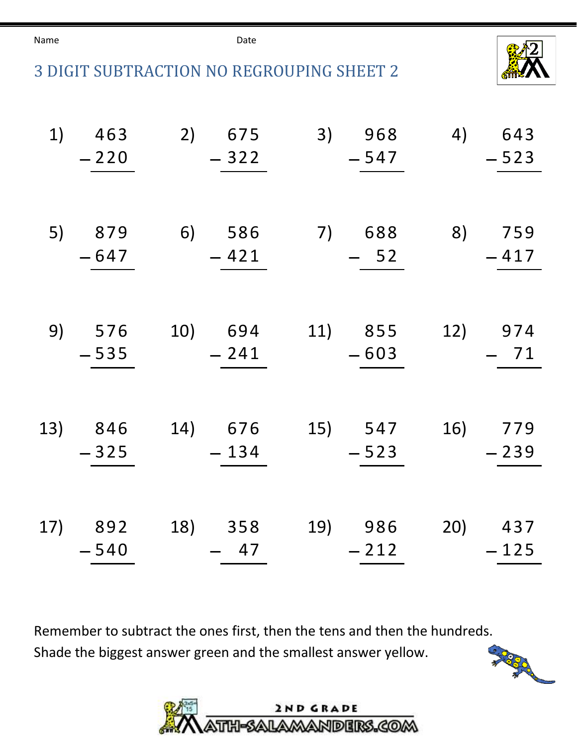Name Date

# 3 DIGIT SUBTRACTION NO REGROUPING SHEET 2

| | | | |
|---|---|---|---|
| 1) $463 - 220$ | 2) $675 - 322$ | 3) $968 - 547$ | 4) $643 - 523$ |
| 5) $879 - 647$ | 6) $586 - 421$ | 7) $688 - 52$ | 8) $759 - 417$ |
| 9) $576 - 535$ | 10) $694 - 241$ | 11) $855 - 603$ | 12) $974 - 71$ |
| 13) $846 - 325$ | 14) $676 - 134$ | 15) $547 - 523$ | 16) $779 - 239$ |
| 17) $892 - 540$ | 18) $358 - 47$ | 19) $986 - 212$ | 20) $437 - 125$ |

Remember to subtract the ones first, then the tens and then the hundreds.
Shade the biggest answer green and the smallest answer yellow.

2ND GRADE MATH-SALAMANDERS.COM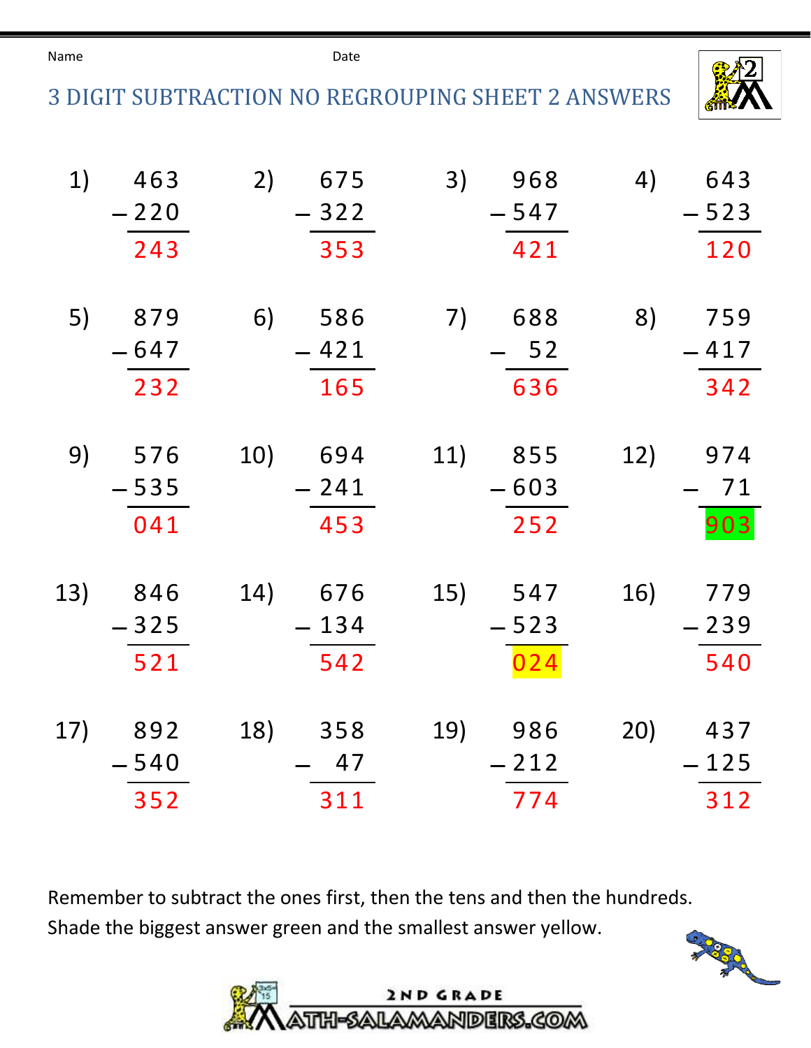Name Date

# 3 DIGIT SUBTRACTION NO REGROUPING SHEET 2 ANSWERS

1) $463 - 220 = 243$

2) $675 - 322 = 353$

3) $968 - 547 = 421$

4) $643 - 523 = 120$

5) $879 - 647 = 232$

6) $586 - 421 = 165$

7) $688 - 52 = 636$

8) $759 - 417 = 342$

9) $576 - 535 = 041$

10) $694 - 241 = 453$

11) $855 - 603 = 252$

12) $974 - 71 = 903$

13) $846 - 325 = 521$

14) $676 - 134 = 542$

15) $547 - 523 = 024$

16) $779 - 239 = 540$

17) $892 - 540 = 352$

18) $358 - 47 = 311$

19) $986 - 212 = 774$

20) $437 - 125 = 312$

Remember to subtract the ones first, then the tens and then the hundreds.

Shade the biggest answer green and the smallest answer yellow.

2ND GRADE MATH-SALAMANDERS.COM